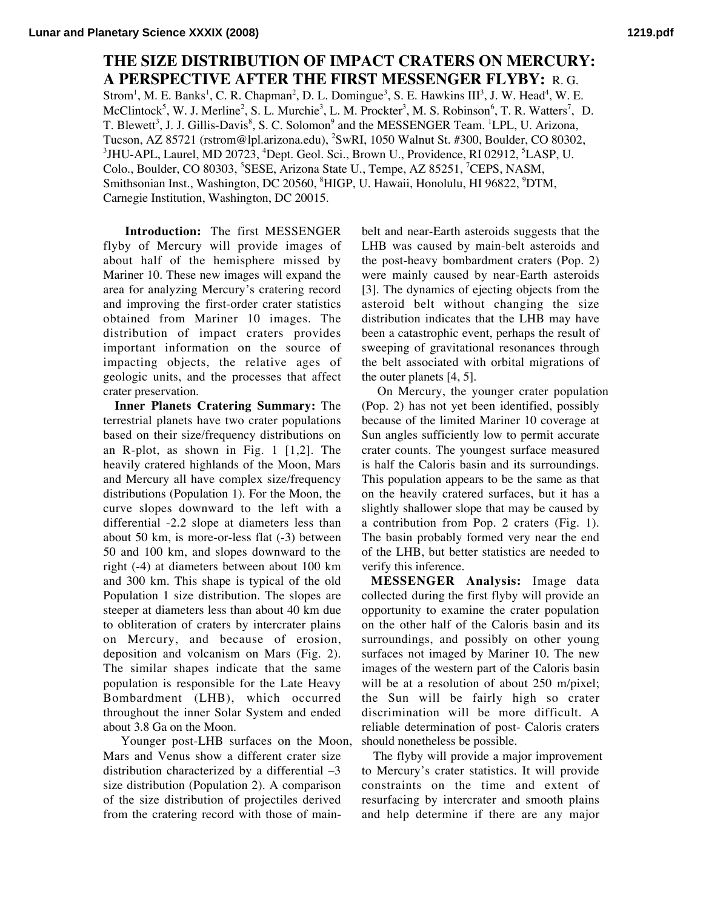# THE SIZE DISTRIBUTION OF IMPACT CRATERS ON MERCURY: A PERSPECTIVE AFTER THE FIRST MESSENGER FLYBY:

R. G. Strom[1], M. E. Banks[1], C. R. Chapman[2], D. L. Domingue[3], S. E. Hawkins III[3], J. W. Head[4], W. E. McClintock[5], W. J. Merline[2], S. L. Murchie[3], L. M. Prockter[3], M. S. Robinson[6], T. R. Watters[7], D. T. Blewett[3], J. J. Gillis-Davis[8], S. C. Solomon[9] and the MESSENGER Team. [1]LPL, U. Arizona, Tucson, AZ 85721 (rstrom@lpl.arizona.edu), [2]SwRI, 1050 Walnut St. #300, Boulder, CO 80302, [3]JHU-APL, Laurel, MD 20723, [4]Dept. Geol. Sci., Brown U., Providence, RI 02912, [5]LASP, U. Colo., Boulder, CO 80303, [5]SESE, Arizona State U., Tempe, AZ 85251, [7]CEPS, NASM, Smithsonian Inst., Washington, DC 20560, [8]HIGP, U. Hawaii, Honolulu, HI 96822, [9]DTM, Carnegie Institution, Washington, DC 20015.

**Introduction:** The first MESSENGER flyby of Mercury will provide images of about half of the hemisphere missed by Mariner 10. These new images will expand the area for analyzing Mercury's cratering record and improving the first-order crater statistics obtained from Mariner 10 images. The distribution of impact craters provides important information on the source of impacting objects, the relative ages of geologic units, and the processes that affect crater preservation.

**Inner Planets Cratering Summary:** The terrestrial planets have two crater populations based on their size/frequency distributions on an R-plot, as shown in Fig. 1 [1,2]. The heavily cratered highlands of the Moon, Mars and Mercury all have complex size/frequency distributions (Population 1). For the Moon, the curve slopes downward to the left with a differential -2.2 slope at diameters less than about 50 km, is more-or-less flat (-3) between 50 and 100 km, and slopes downward to the right (-4) at diameters between about 100 km and 300 km. This shape is typical of the old Population 1 size distribution. The slopes are steeper at diameters less than about 40 km due to obliteration of craters by intercrater plains on Mercury, and because of erosion, deposition and volcanism on Mars (Fig. 2). The similar shapes indicate that the same population is responsible for the Late Heavy Bombardment (LHB), which occurred throughout the inner Solar System and ended about 3.8 Ga on the Moon.

Younger post-LHB surfaces on the Moon, Mars and Venus show a different crater size distribution characterized by a differential –3 size distribution (Population 2). A comparison of the size distribution of projectiles derived from the cratering record with those of main-belt and near-Earth asteroids suggests that the LHB was caused by main-belt asteroids and the post-heavy bombardment craters (Pop. 2) were mainly caused by near-Earth asteroids [3]. The dynamics of ejecting objects from the asteroid belt without changing the size distribution indicates that the LHB may have been a catastrophic event, perhaps the result of sweeping of gravitational resonances through the belt associated with orbital migrations of the outer planets [4, 5].

On Mercury, the younger crater population (Pop. 2) has not yet been identified, possibly because of the limited Mariner 10 coverage at Sun angles sufficiently low to permit accurate crater counts. The youngest surface measured is half the Caloris basin and its surroundings. This population appears to be the same as that on the heavily cratered surfaces, but it has a slightly shallower slope that may be caused by a contribution from Pop. 2 craters (Fig. 1). The basin probably formed very near the end of the LHB, but better statistics are needed to verify this inference.

**MESSENGER Analysis:** Image data collected during the first flyby will provide an opportunity to examine the crater population on the other half of the Caloris basin and its surroundings, and possibly on other young surfaces not imaged by Mariner 10. The new images of the western part of the Caloris basin will be at a resolution of about 250 m/pixel; the Sun will be fairly high so crater discrimination will be more difficult. A reliable determination of post- Caloris craters should nonetheless be possible.

The flyby will provide a major improvement to Mercury's crater statistics. It will provide constraints on the time and extent of resurfacing by intercrater and smooth plains and help determine if there are any major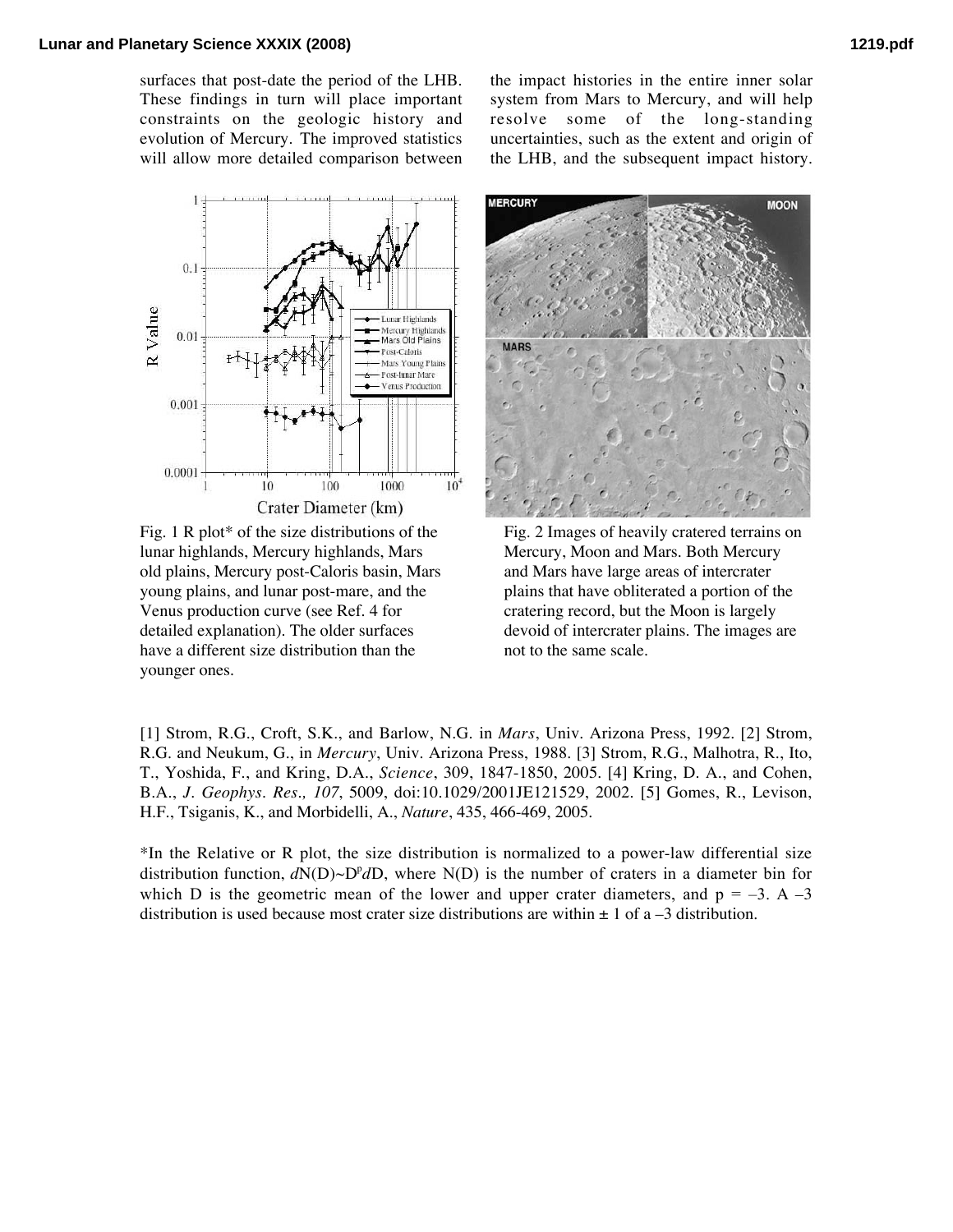surfaces that post-date the period of the LHB. These findings in turn will place important constraints on the geologic history and evolution of Mercury. The improved statistics will allow more detailed comparison between the impact histories in the entire inner solar system from Mars to Mercury, and will help resolve some of the long-standing uncertainties, such as the extent and origin of the LHB, and the subsequent impact history.

R Value

Crater Diameter (km)

Lunar Highlands
Mercury Highlands
Mars Old Plains
Post-Caloris
Mars Young Plains
Post-lunar Mare
Venus Production

Fig. 1 R plot* of the size distributions of the lunar highlands, Mercury highlands, Mars old plains, Mercury post-Caloris basin, Mars young plains, and lunar post-mare, and the Venus production curve (see Ref. 4 for detailed explanation). The older surfaces have a different size distribution than the younger ones.

MERCURY

MOON

MARS

Fig. 2 Images of heavily cratered terrains on Mercury, Moon and Mars. Both Mercury and Mars have large areas of intercrater plains that have obliterated a portion of the cratering record, but the Moon is largely devoid of intercrater plains. The images are not to the same scale.

[1] Strom, R.G., Croft, S.K., and Barlow, N.G. in *Mars*, Univ. Arizona Press, 1992. [2] Strom, R.G. and Neukum, G., in *Mercury*, Univ. Arizona Press, 1988. [3] Strom, R.G., Malhotra, R., Ito, T., Yoshida, F., and Kring, D.A., *Science*, 309, 1847-1850, 2005. [4] Kring, D. A., and Cohen, B.A., *J. Geophys. Res., 107*, 5009, doi:10.1029/2001JE121529, 2002. [5] Gomes, R., Levison, H.F., Tsiganis, K., and Morbidelli, A., *Nature*, 435, 466-469, 2005.

*In the Relative or R plot, the size distribution is normalized to a power-law differential size distribution function, $dN(D) \sim D^p dD$, where N(D) is the number of craters in a diameter bin for which D is the geometric mean of the lower and upper crater diameters, and $p = -3$. A $-3$ distribution is used because most crater size distributions are within $\pm$ 1 of a $-3$ distribution.